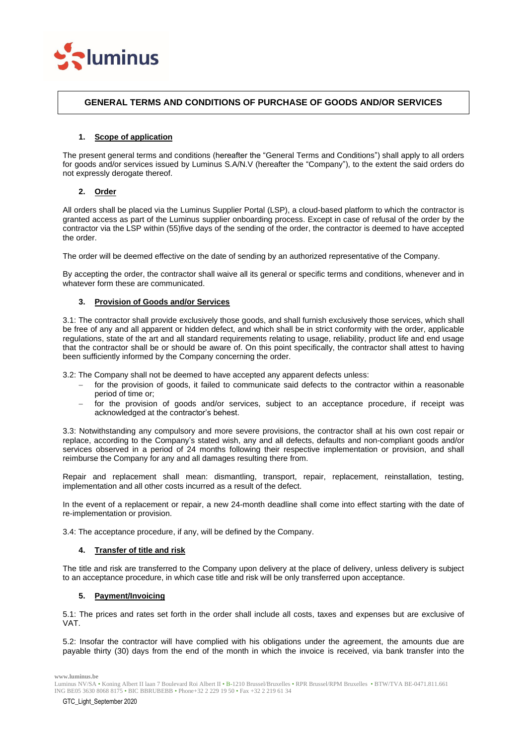# GENERAL TERMS AND CONDITIONS OF PURCHASE OF GOODS AND/OR SERVICES

## 1. Scope of application

The present general terms and conditions (hereafter the "General Terms and Conditions") shall apply to all orders for goods and/or services issued by Luminus S.A/N.V (hereafter the "Company"), to the extent the said orders do not expressly derogate thereof.

## 2. Order

All orders shall be placed via the Luminus Supplier Portal (LSP), a cloud-based platform to which the contractor is granted access as part of the Luminus supplier onboarding process. Except in case of refusal of the order by the contractor via the LSP within (55)five days of the sending of the order, the contractor is deemed to have accepted the order.

The order will be deemed effective on the date of sending by an authorized representative of the Company.

By accepting the order, the contractor shall waive all its general or specific terms and conditions, whenever and in whatever form these are communicated.

## 3. Provision of Goods and/or Services

3.1: The contractor shall provide exclusively those goods, and shall furnish exclusively those services, which shall be free of any and all apparent or hidden defect, and which shall be in strict conformity with the order, applicable regulations, state of the art and all standard requirements relating to usage, reliability, product life and end usage that the contractor shall be or should be aware of. On this point specifically, the contractor shall attest to having been sufficiently informed by the Company concerning the order.

3.2: The Company shall not be deemed to have accepted any apparent defects unless:

- for the provision of goods, it failed to communicate said defects to the contractor within a reasonable period of time or;
- for the provision of goods and/or services, subject to an acceptance procedure, if receipt was acknowledged at the contractor's behest.

3.3: Notwithstanding any compulsory and more severe provisions, the contractor shall at his own cost repair or replace, according to the Company's stated wish, any and all defects, defaults and non-compliant goods and/or services observed in a period of 24 months following their respective implementation or provision, and shall reimburse the Company for any and all damages resulting there from.

Repair and replacement shall mean: dismantling, transport, repair, replacement, reinstallation, testing, implementation and all other costs incurred as a result of the defect.

In the event of a replacement or repair, a new 24-month deadline shall come into effect starting with the date of re-implementation or provision.

3.4: The acceptance procedure, if any, will be defined by the Company.

## 4. Transfer of title and risk

The title and risk are transferred to the Company upon delivery at the place of delivery, unless delivery is subject to an acceptance procedure, in which case title and risk will be only transferred upon acceptance.

## 5. Payment/Invoicing

5.1: The prices and rates set forth in the order shall include all costs, taxes and expenses but are exclusive of VAT.

5.2: Insofar the contractor will have complied with his obligations under the agreement, the amounts due are payable thirty (30) days from the end of the month in which the invoice is received, via bank transfer into the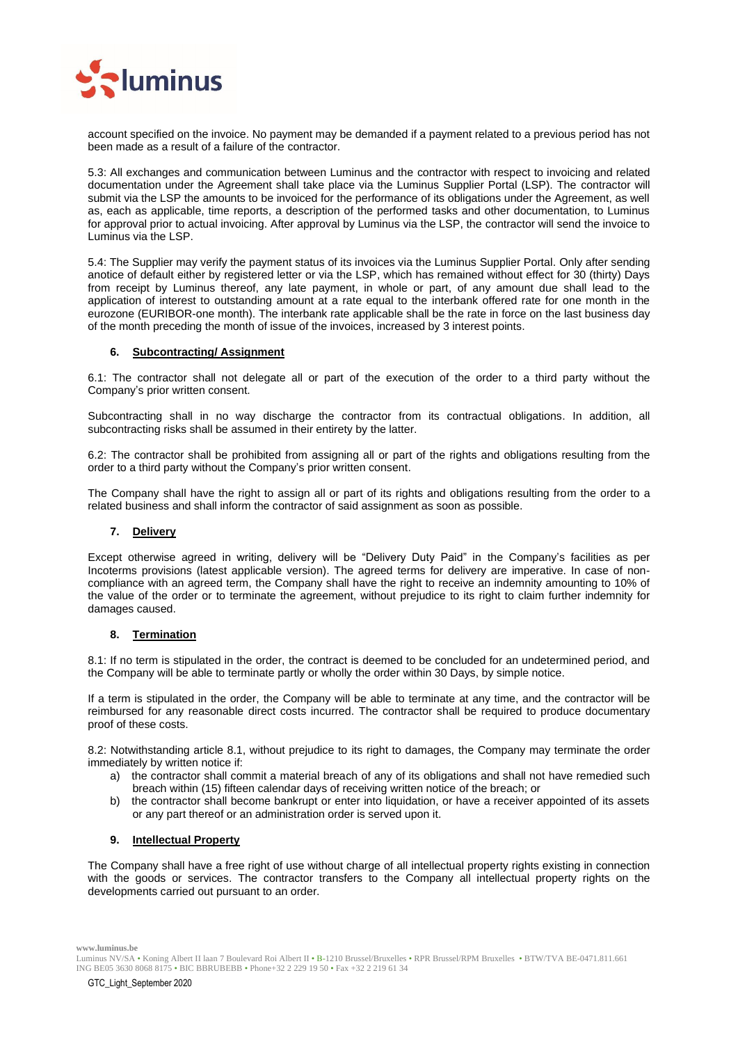account specified on the invoice. No payment may be demanded if a payment related to a previous period has not been made as a result of a failure of the contractor.

5.3: All exchanges and communication between Luminus and the contractor with respect to invoicing and related documentation under the Agreement shall take place via the Luminus Supplier Portal (LSP). The contractor will submit via the LSP the amounts to be invoiced for the performance of its obligations under the Agreement, as well as, each as applicable, time reports, a description of the performed tasks and other documentation, to Luminus for approval prior to actual invoicing. After approval by Luminus via the LSP, the contractor will send the invoice to Luminus via the LSP.

5.4: The Supplier may verify the payment status of its invoices via the Luminus Supplier Portal. Only after sending anotice of default either by registered letter or via the LSP, which has remained without effect for 30 (thirty) Days from receipt by Luminus thereof, any late payment, in whole or part, of any amount due shall lead to the application of interest to outstanding amount at a rate equal to the interbank offered rate for one month in the eurozone (EURIBOR-one month). The interbank rate applicable shall be the rate in force on the last business day of the month preceding the month of issue of the invoices, increased by 3 interest points.

## 6. Subcontracting/ Assignment

6.1: The contractor shall not delegate all or part of the execution of the order to a third party without the Company's prior written consent.

Subcontracting shall in no way discharge the contractor from its contractual obligations. In addition, all subcontracting risks shall be assumed in their entirety by the latter.

6.2: The contractor shall be prohibited from assigning all or part of the rights and obligations resulting from the order to a third party without the Company's prior written consent.

The Company shall have the right to assign all or part of its rights and obligations resulting from the order to a related business and shall inform the contractor of said assignment as soon as possible.

## 7. Delivery

Except otherwise agreed in writing, delivery will be "Delivery Duty Paid" in the Company's facilities as per Incoterms provisions (latest applicable version). The agreed terms for delivery are imperative. In case of non-compliance with an agreed term, the Company shall have the right to receive an indemnity amounting to 10% of the value of the order or to terminate the agreement, without prejudice to its right to claim further indemnity for damages caused.

## 8. Termination

8.1: If no term is stipulated in the order, the contract is deemed to be concluded for an undetermined period, and the Company will be able to terminate partly or wholly the order within 30 Days, by simple notice.

If a term is stipulated in the order, the Company will be able to terminate at any time, and the contractor will be reimbursed for any reasonable direct costs incurred. The contractor shall be required to produce documentary proof of these costs.

8.2: Notwithstanding article 8.1, without prejudice to its right to damages, the Company may terminate the order immediately by written notice if:

a) the contractor shall commit a material breach of any of its obligations and shall not have remedied such breach within (15) fifteen calendar days of receiving written notice of the breach; or
b) the contractor shall become bankrupt or enter into liquidation, or have a receiver appointed of its assets or any part thereof or an administration order is served upon it.

## 9. Intellectual Property

The Company shall have a free right of use without charge of all intellectual property rights existing in connection with the goods or services. The contractor transfers to the Company all intellectual property rights on the developments carried out pursuant to an order.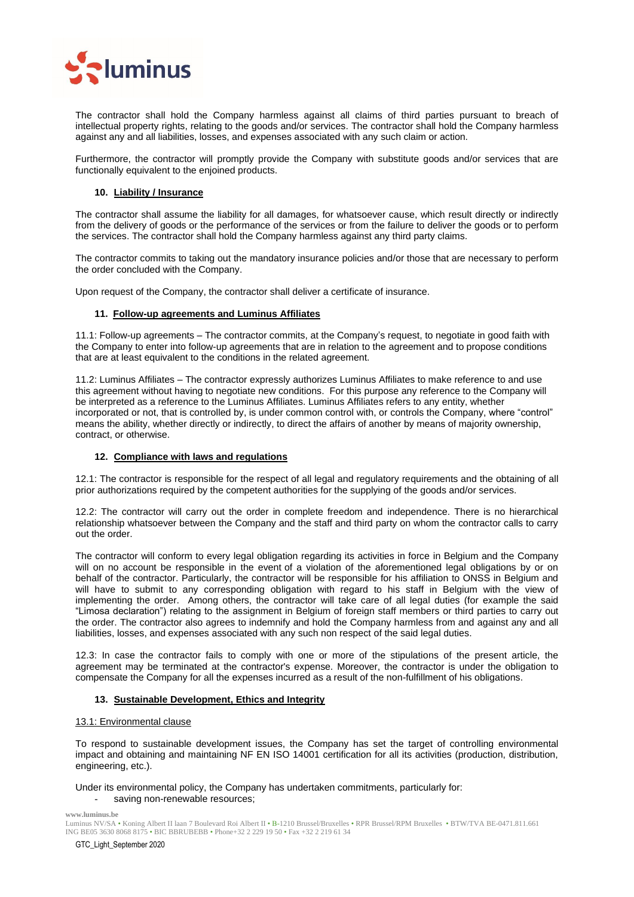The contractor shall hold the Company harmless against all claims of third parties pursuant to breach of intellectual property rights, relating to the goods and/or services. The contractor shall hold the Company harmless against any and all liabilities, losses, and expenses associated with any such claim or action.

Furthermore, the contractor will promptly provide the Company with substitute goods and/or services that are functionally equivalent to the enjoined products.

### 10. Liability / Insurance

The contractor shall assume the liability for all damages, for whatsoever cause, which result directly or indirectly from the delivery of goods or the performance of the services or from the failure to deliver the goods or to perform the services. The contractor shall hold the Company harmless against any third party claims.

The contractor commits to taking out the mandatory insurance policies and/or those that are necessary to perform the order concluded with the Company.

Upon request of the Company, the contractor shall deliver a certificate of insurance.

### 11. Follow-up agreements and Luminus Affiliates

11.1: Follow-up agreements – The contractor commits, at the Company's request, to negotiate in good faith with the Company to enter into follow-up agreements that are in relation to the agreement and to propose conditions that are at least equivalent to the conditions in the related agreement.

11.2: Luminus Affiliates – The contractor expressly authorizes Luminus Affiliates to make reference to and use this agreement without having to negotiate new conditions. For this purpose any reference to the Company will be interpreted as a reference to the Luminus Affiliates. Luminus Affiliates refers to any entity, whether incorporated or not, that is controlled by, is under common control with, or controls the Company, where "control" means the ability, whether directly or indirectly, to direct the affairs of another by means of majority ownership, contract, or otherwise.

### 12. Compliance with laws and regulations

12.1: The contractor is responsible for the respect of all legal and regulatory requirements and the obtaining of all prior authorizations required by the competent authorities for the supplying of the goods and/or services.

12.2: The contractor will carry out the order in complete freedom and independence. There is no hierarchical relationship whatsoever between the Company and the staff and third party on whom the contractor calls to carry out the order.

The contractor will conform to every legal obligation regarding its activities in force in Belgium and the Company will on no account be responsible in the event of a violation of the aforementioned legal obligations by or on behalf of the contractor. Particularly, the contractor will be responsible for his affiliation to ONSS in Belgium and will have to submit to any corresponding obligation with regard to his staff in Belgium with the view of implementing the order. Among others, the contractor will take care of all legal duties (for example the said "Limosa declaration") relating to the assignment in Belgium of foreign staff members or third parties to carry out the order. The contractor also agrees to indemnify and hold the Company harmless from and against any and all liabilities, losses, and expenses associated with any such non respect of the said legal duties.

12.3: In case the contractor fails to comply with one or more of the stipulations of the present article, the agreement may be terminated at the contractor's expense. Moreover, the contractor is under the obligation to compensate the Company for all the expenses incurred as a result of the non-fulfillment of his obligations.

### 13. Sustainable Development, Ethics and Integrity

#### 13.1: Environmental clause

To respond to sustainable development issues, the Company has set the target of controlling environmental impact and obtaining and maintaining NF EN ISO 14001 certification for all its activities (production, distribution, engineering, etc.).

Under its environmental policy, the Company has undertaken commitments, particularly for:

- saving non-renewable resources;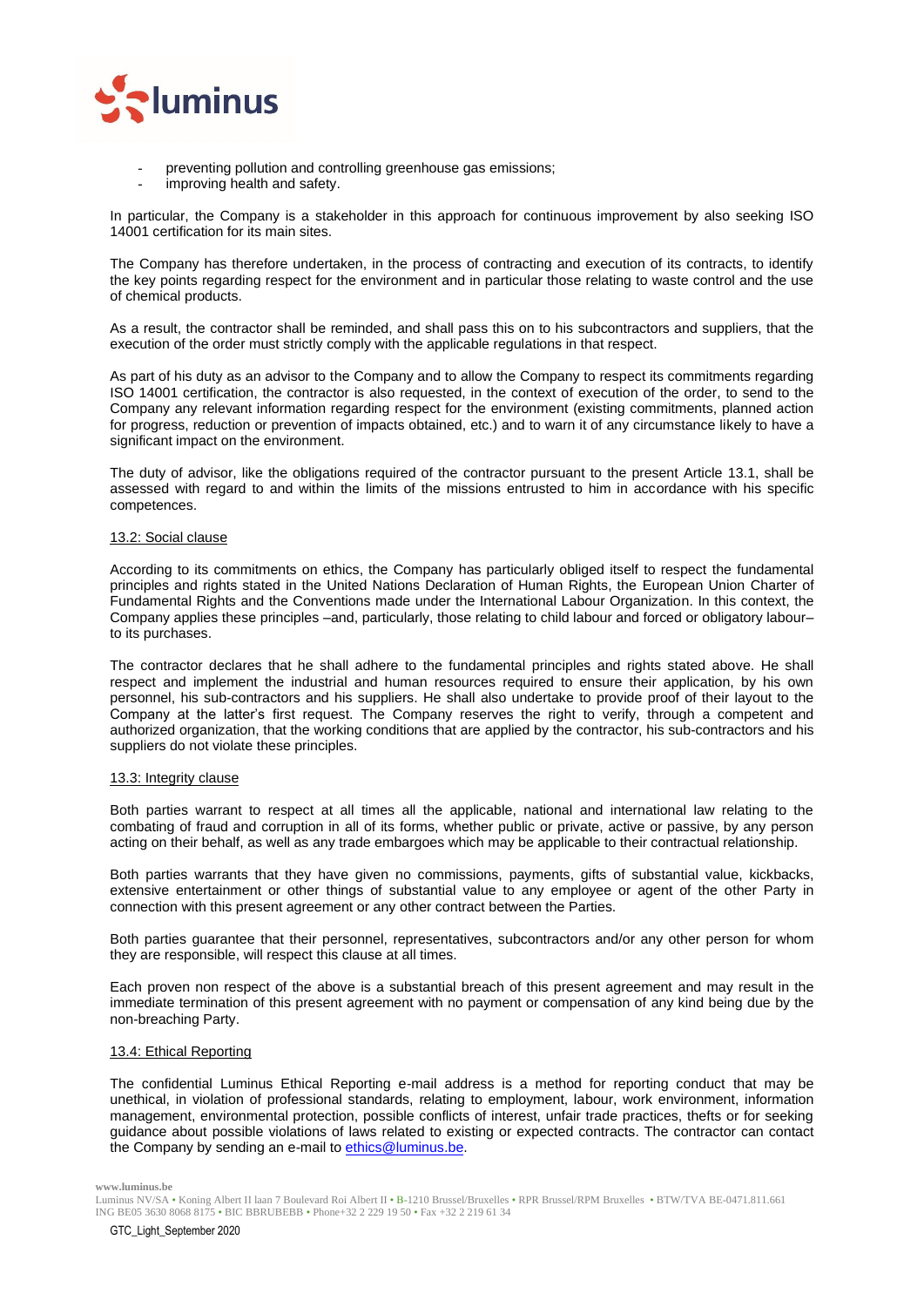- preventing pollution and controlling greenhouse gas emissions;
- improving health and safety.

In particular, the Company is a stakeholder in this approach for continuous improvement by also seeking ISO 14001 certification for its main sites.

The Company has therefore undertaken, in the process of contracting and execution of its contracts, to identify the key points regarding respect for the environment and in particular those relating to waste control and the use of chemical products.

As a result, the contractor shall be reminded, and shall pass this on to his subcontractors and suppliers, that the execution of the order must strictly comply with the applicable regulations in that respect.

As part of his duty as an advisor to the Company and to allow the Company to respect its commitments regarding ISO 14001 certification, the contractor is also requested, in the context of execution of the order, to send to the Company any relevant information regarding respect for the environment (existing commitments, planned action for progress, reduction or prevention of impacts obtained, etc.) and to warn it of any circumstance likely to have a significant impact on the environment.

The duty of advisor, like the obligations required of the contractor pursuant to the present Article 13.1, shall be assessed with regard to and within the limits of the missions entrusted to him in accordance with his specific competences.

13.2: Social clause

According to its commitments on ethics, the Company has particularly obliged itself to respect the fundamental principles and rights stated in the United Nations Declaration of Human Rights, the European Union Charter of Fundamental Rights and the Conventions made under the International Labour Organization. In this context, the Company applies these principles –and, particularly, those relating to child labour and forced or obligatory labour– to its purchases.

The contractor declares that he shall adhere to the fundamental principles and rights stated above. He shall respect and implement the industrial and human resources required to ensure their application, by his own personnel, his sub-contractors and his suppliers. He shall also undertake to provide proof of their layout to the Company at the latter's first request. The Company reserves the right to verify, through a competent and authorized organization, that the working conditions that are applied by the contractor, his sub-contractors and his suppliers do not violate these principles.

13.3: Integrity clause

Both parties warrant to respect at all times all the applicable, national and international law relating to the combating of fraud and corruption in all of its forms, whether public or private, active or passive, by any person acting on their behalf, as well as any trade embargoes which may be applicable to their contractual relationship.

Both parties warrants that they have given no commissions, payments, gifts of substantial value, kickbacks, extensive entertainment or other things of substantial value to any employee or agent of the other Party in connection with this present agreement or any other contract between the Parties.

Both parties guarantee that their personnel, representatives, subcontractors and/or any other person for whom they are responsible, will respect this clause at all times.

Each proven non respect of the above is a substantial breach of this present agreement and may result in the immediate termination of this present agreement with no payment or compensation of any kind being due by the non-breaching Party.

13.4: Ethical Reporting

The confidential Luminus Ethical Reporting e-mail address is a method for reporting conduct that may be unethical, in violation of professional standards, relating to employment, labour, work environment, information management, environmental protection, possible conflicts of interest, unfair trade practices, thefts or for seeking guidance about possible violations of laws related to existing or expected contracts. The contractor can contact the Company by sending an e-mail to ethics@luminus.be.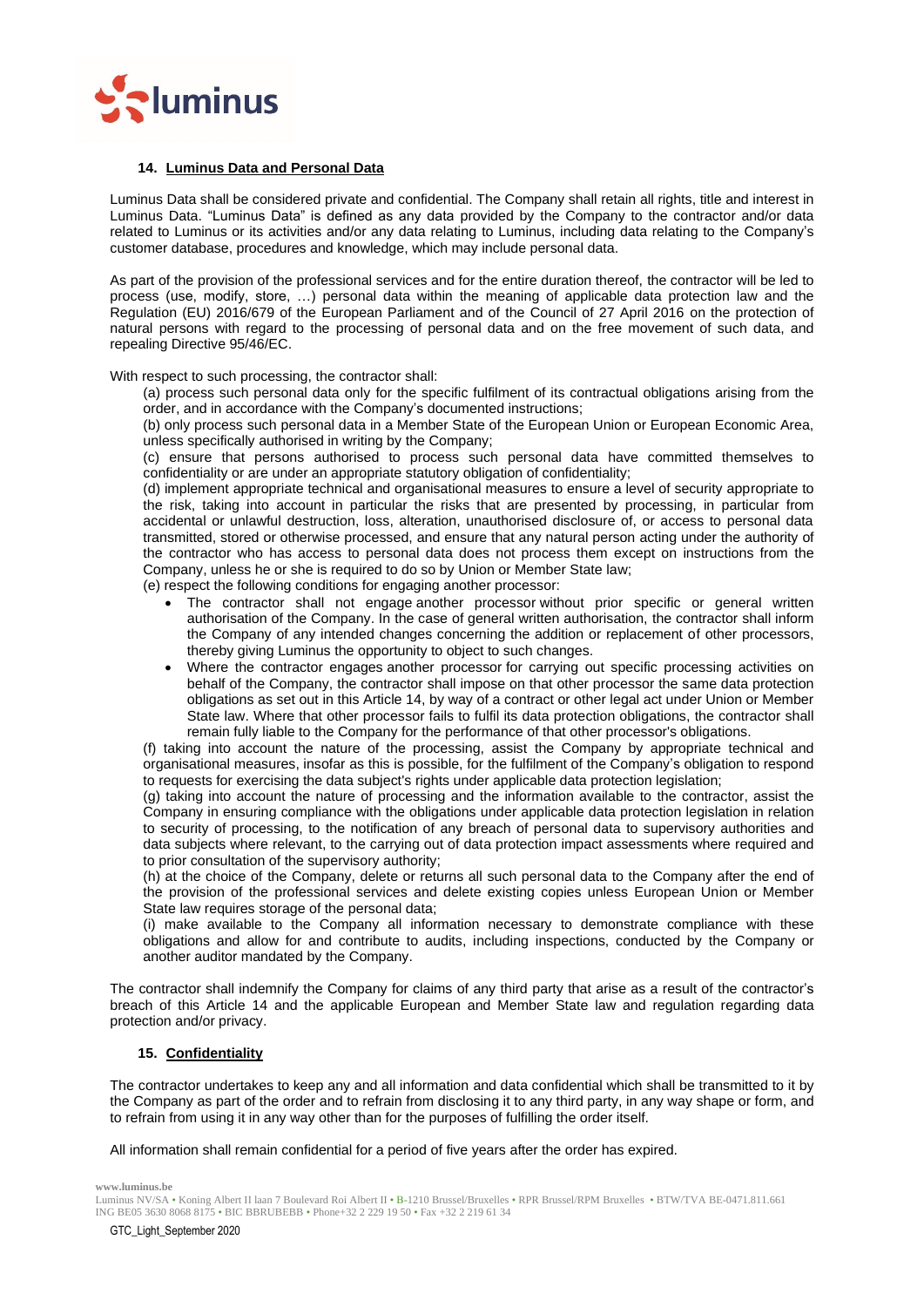## 14. Luminus Data and Personal Data

Luminus Data shall be considered private and confidential. The Company shall retain all rights, title and interest in Luminus Data. "Luminus Data" is defined as any data provided by the Company to the contractor and/or data related to Luminus or its activities and/or any data relating to Luminus, including data relating to the Company's customer database, procedures and knowledge, which may include personal data.

As part of the provision of the professional services and for the entire duration thereof, the contractor will be led to process (use, modify, store, …) personal data within the meaning of applicable data protection law and the Regulation (EU) 2016/679 of the European Parliament and of the Council of 27 April 2016 on the protection of natural persons with regard to the processing of personal data and on the free movement of such data, and repealing Directive 95/46/EC.

With respect to such processing, the contractor shall:

(a) process such personal data only for the specific fulfilment of its contractual obligations arising from the order, and in accordance with the Company's documented instructions;

(b) only process such personal data in a Member State of the European Union or European Economic Area, unless specifically authorised in writing by the Company;

(c) ensure that persons authorised to process such personal data have committed themselves to confidentiality or are under an appropriate statutory obligation of confidentiality;

(d) implement appropriate technical and organisational measures to ensure a level of security appropriate to the risk, taking into account in particular the risks that are presented by processing, in particular from accidental or unlawful destruction, loss, alteration, unauthorised disclosure of, or access to personal data transmitted, stored or otherwise processed, and ensure that any natural person acting under the authority of the contractor who has access to personal data does not process them except on instructions from the Company, unless he or she is required to do so by Union or Member State law;

(e) respect the following conditions for engaging another processor:

- The contractor shall not engage another processor without prior specific or general written authorisation of the Company. In the case of general written authorisation, the contractor shall inform the Company of any intended changes concerning the addition or replacement of other processors, thereby giving Luminus the opportunity to object to such changes.
- Where the contractor engages another processor for carrying out specific processing activities on behalf of the Company, the contractor shall impose on that other processor the same data protection obligations as set out in this Article 14, by way of a contract or other legal act under Union or Member State law. Where that other processor fails to fulfil its data protection obligations, the contractor shall remain fully liable to the Company for the performance of that other processor's obligations.

(f) taking into account the nature of the processing, assist the Company by appropriate technical and organisational measures, insofar as this is possible, for the fulfilment of the Company's obligation to respond to requests for exercising the data subject's rights under applicable data protection legislation;

(g) taking into account the nature of processing and the information available to the contractor, assist the Company in ensuring compliance with the obligations under applicable data protection legislation in relation to security of processing, to the notification of any breach of personal data to supervisory authorities and data subjects where relevant, to the carrying out of data protection impact assessments where required and to prior consultation of the supervisory authority;

(h) at the choice of the Company, delete or returns all such personal data to the Company after the end of the provision of the professional services and delete existing copies unless European Union or Member State law requires storage of the personal data;

(i) make available to the Company all information necessary to demonstrate compliance with these obligations and allow for and contribute to audits, including inspections, conducted by the Company or another auditor mandated by the Company.

The contractor shall indemnify the Company for claims of any third party that arise as a result of the contractor's breach of this Article 14 and the applicable European and Member State law and regulation regarding data protection and/or privacy.

## 15. Confidentiality

The contractor undertakes to keep any and all information and data confidential which shall be transmitted to it by the Company as part of the order and to refrain from disclosing it to any third party, in any way shape or form, and to refrain from using it in any way other than for the purposes of fulfilling the order itself.

All information shall remain confidential for a period of five years after the order has expired.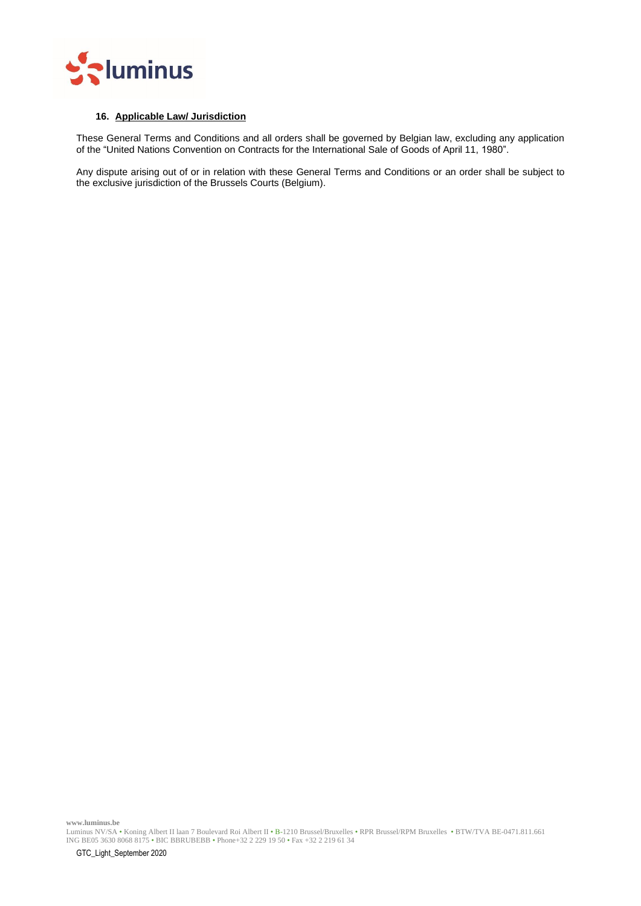### 16. Applicable Law/ Jurisdiction

These General Terms and Conditions and all orders shall be governed by Belgian law, excluding any application of the "United Nations Convention on Contracts for the International Sale of Goods of April 11, 1980".

Any dispute arising out of or in relation with these General Terms and Conditions or an order shall be subject to the exclusive jurisdiction of the Brussels Courts (Belgium).